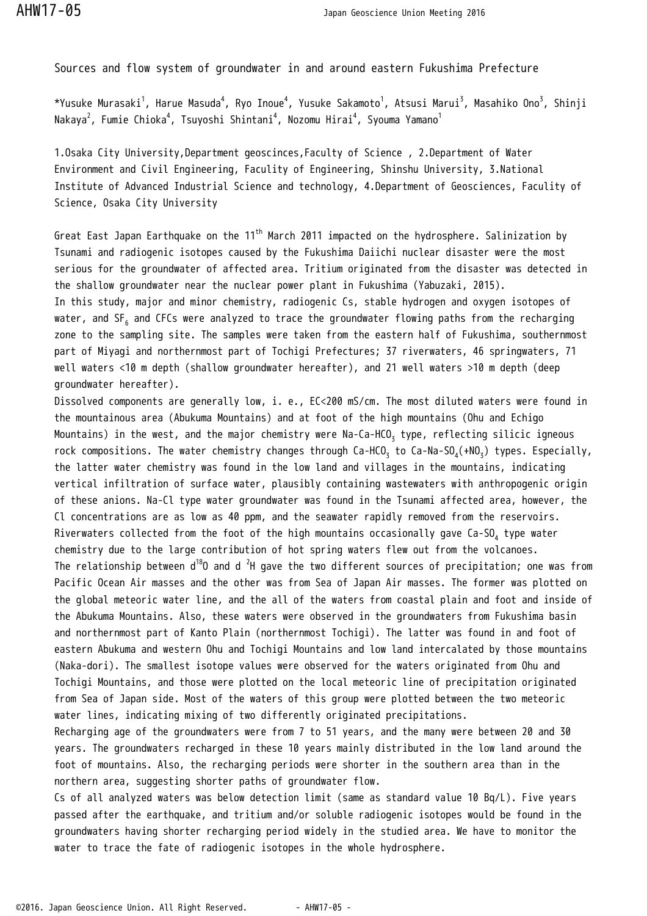# Sources and flow system of groundwater in and around eastern Fukushima Prefecture

*Yusuke Murasaki[1], Harue Masuda[4], Ryo Inoue[4], Yusuke Sakamoto[1], Atsusi Marui[3], Masahiko Ono[3], Shinji Nakaya[2], Fumie Chioka[4], Tsuyoshi Shintani[4], Nozomu Hirai[4], Syouma Yamano[1]

1.Osaka City University,Department geoscinces,Faculty of Science , 2.Department of Water Environment and Civil Engineering, Faculty of Engineering, Shinshu University, 3.National Institute of Advanced Industrial Science and technology, 4.Department of Geosciences, Faculty of Science, Osaka City University

Great East Japan Earthquake on the 11th March 2011 impacted on the hydrosphere. Salinization by Tsunami and radiogenic isotopes caused by the Fukushima Daiichi nuclear disaster were the most serious for the groundwater of affected area. Tritium originated from the disaster was detected in the shallow groundwater near the nuclear power plant in Fukushima (Yabuzaki, 2015).

In this study, major and minor chemistry, radiogenic Cs, stable hydrogen and oxygen isotopes of water, and $SF_6$ and CFCs were analyzed to trace the groundwater flowing paths from the recharging zone to the sampling site. The samples were taken from the eastern half of Fukushima, southernmost part of Miyagi and northernmost part of Tochigi Prefectures; 37 riverwaters, 46 springwaters, 71 well waters <10 m depth (shallow groundwater hereafter), and 21 well waters >10 m depth (deep groundwater hereafter).

Dissolved components are generally low, i. e., EC<200 mS/cm. The most diluted waters were found in the mountainous area (Abukuma Mountains) and at foot of the high mountains (Ohu and Echigo Mountains) in the west, and the major chemistry were Na-Ca-$HCO_3$ type, reflecting silicic igneous rock compositions. The water chemistry changes through Ca-$HCO_3$ to Ca-Na-$SO_4$(+$NO_3$) types. Especially, the latter water chemistry was found in the low land and villages in the mountains, indicating vertical infiltration of surface water, plausibly containing wastewaters with anthropogenic origin of these anions. Na-Cl type water groundwater was found in the Tsunami affected area, however, the Cl concentrations are as low as 40 ppm, and the seawater rapidly removed from the reservoirs. Riverwaters collected from the foot of the high mountains occasionally gave Ca-$SO_4$ type water chemistry due to the large contribution of hot spring waters flew out from the volcanoes.

The relationship between $d^{18}O$ and $d\ ^2H$ gave the two different sources of precipitation; one was from Pacific Ocean Air masses and the other was from Sea of Japan Air masses. The former was plotted on the global meteoric water line, and the all of the waters from coastal plain and foot and inside of the Abukuma Mountains. Also, these waters were observed in the groundwaters from Fukushima basin and northernmost part of Kanto Plain (northernmost Tochigi). The latter was found in and foot of eastern Abukuma and western Ohu and Tochigi Mountains and low land intercalated by those mountains (Naka-dori). The smallest isotope values were observed for the waters originated from Ohu and Tochigi Mountains, and those were plotted on the local meteoric line of precipitation originated from Sea of Japan side. Most of the waters of this group were plotted between the two meteoric water lines, indicating mixing of two differently originated precipitations.

Recharging age of the groundwaters were from 7 to 51 years, and the many were between 20 and 30 years. The groundwaters recharged in these 10 years mainly distributed in the low land around the foot of mountains. Also, the recharging periods were shorter in the southern area than in the northern area, suggesting shorter paths of groundwater flow.

Cs of all analyzed waters was below detection limit (same as standard value 10 Bq/L). Five years passed after the earthquake, and tritium and/or soluble radiogenic isotopes would be found in the groundwaters having shorter recharging period widely in the studied area. We have to monitor the water to trace the fate of radiogenic isotopes in the whole hydrosphere.